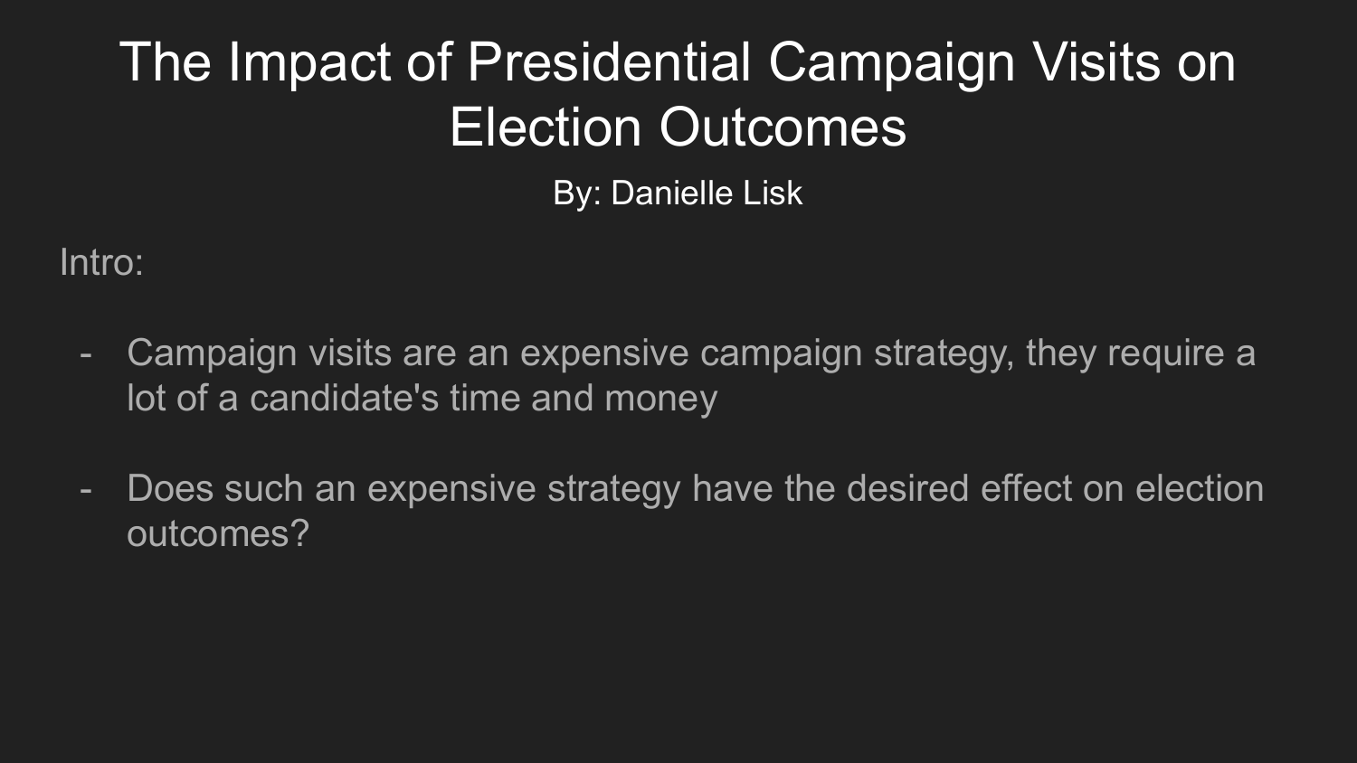# The Impact of Presidential Campaign Visits on Election Outcomes

By: Danielle Lisk

Intro:

- Campaign visits are an expensive campaign strategy, they require a lot of a candidate's time and money

- Does such an expensive strategy have the desired effect on election outcomes?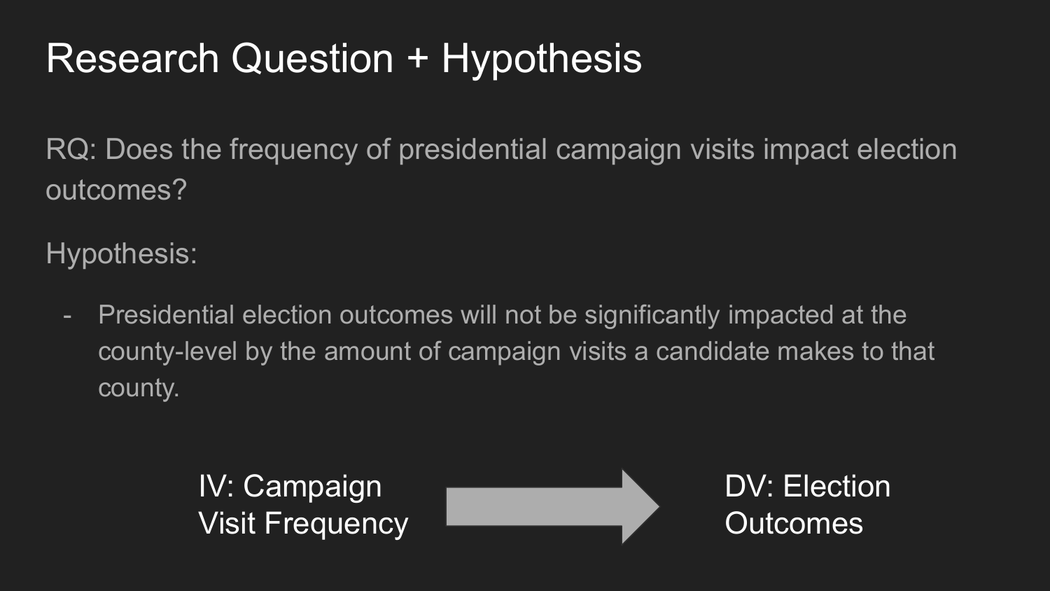# Research Question + Hypothesis

RQ: Does the frequency of presidential campaign visits impact election outcomes?

Hypothesis:

- Presidential election outcomes will not be significantly impacted at the county-level by the amount of campaign visits a candidate makes to that county.

IV: Campaign Visit Frequency → DV: Election Outcomes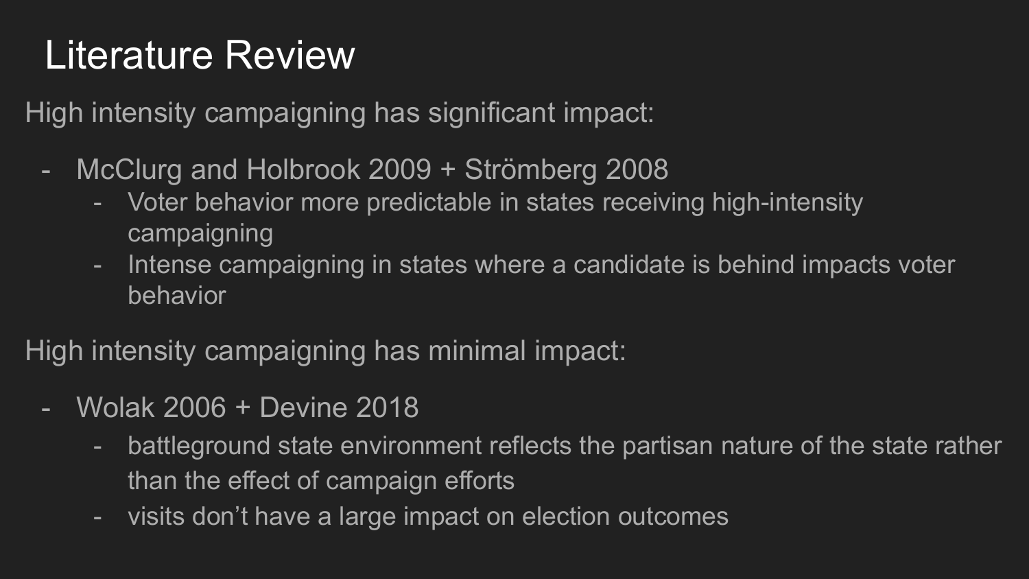# Literature Review

High intensity campaigning has significant impact:

- McClurg and Holbrook 2009 + Strömberg 2008
  - Voter behavior more predictable in states receiving high-intensity campaigning
  - Intense campaigning in states where a candidate is behind impacts voter behavior

High intensity campaigning has minimal impact:

- Wolak 2006 + Devine 2018
  - battleground state environment reflects the partisan nature of the state rather than the effect of campaign efforts
  - visits don't have a large impact on election outcomes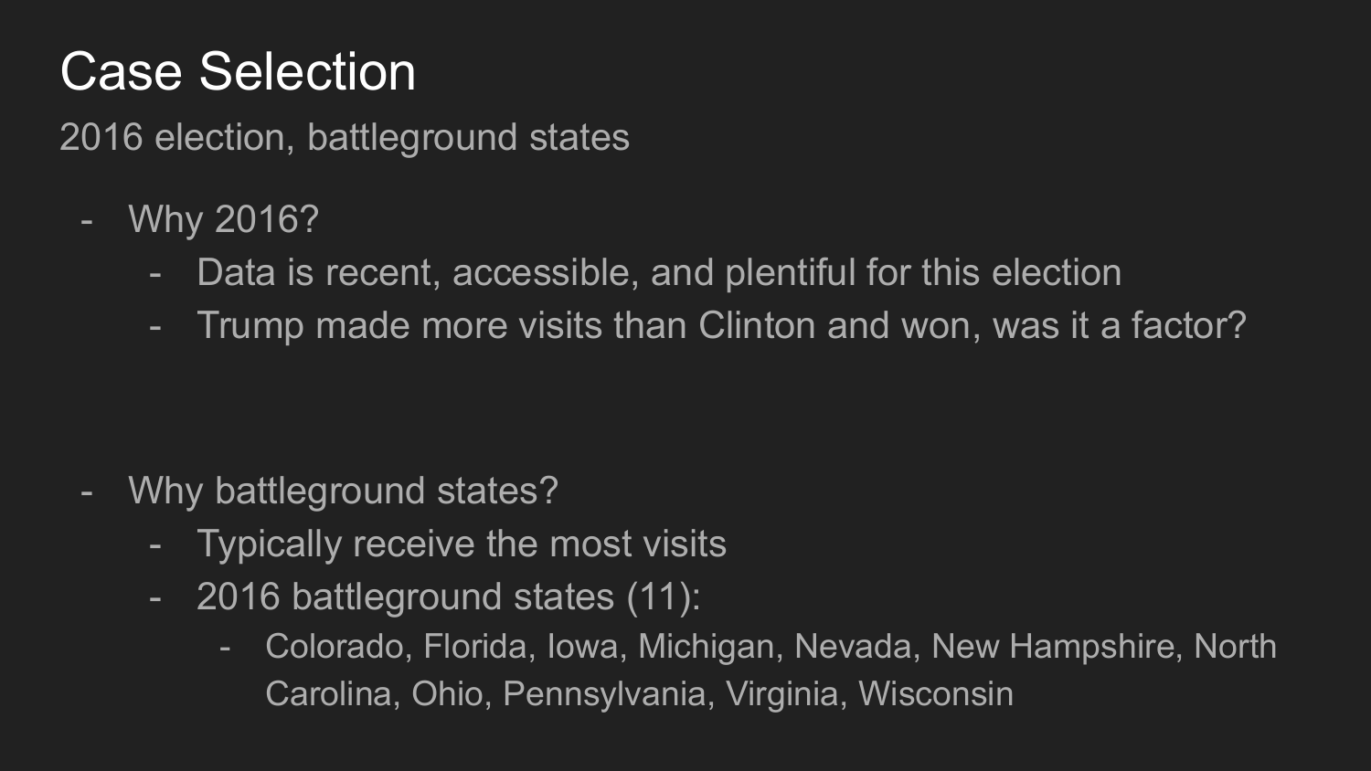# Case Selection

2016 election, battleground states

- Why 2016?
  - Data is recent, accessible, and plentiful for this election
  - Trump made more visits than Clinton and won, was it a factor?
- Why battleground states?
  - Typically receive the most visits
  - 2016 battleground states (11):
    - Colorado, Florida, Iowa, Michigan, Nevada, New Hampshire, North Carolina, Ohio, Pennsylvania, Virginia, Wisconsin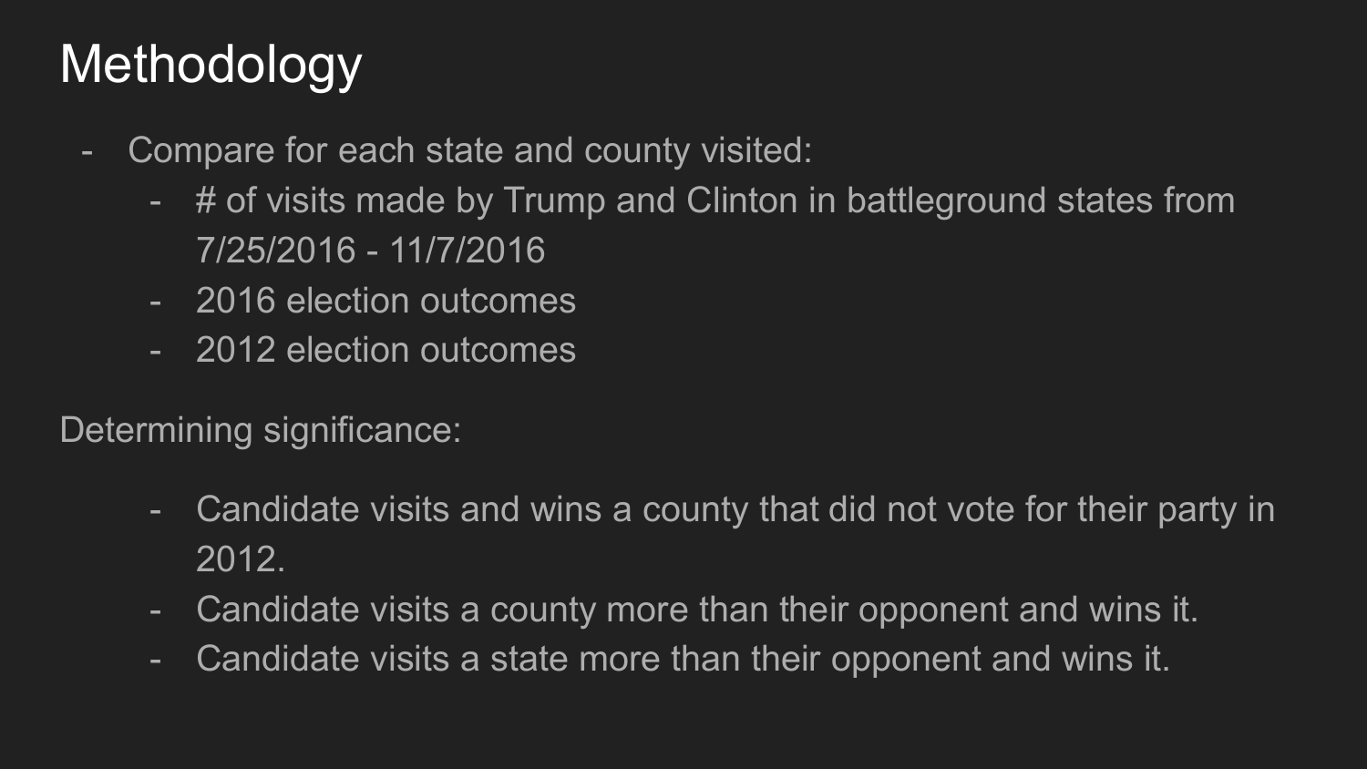# Methodology

- Compare for each state and county visited:
  - # of visits made by Trump and Clinton in battleground states from 7/25/2016 - 11/7/2016
  - 2016 election outcomes
  - 2012 election outcomes

Determining significance:

- Candidate visits and wins a county that did not vote for their party in 2012.
- Candidate visits a county more than their opponent and wins it.
- Candidate visits a state more than their opponent and wins it.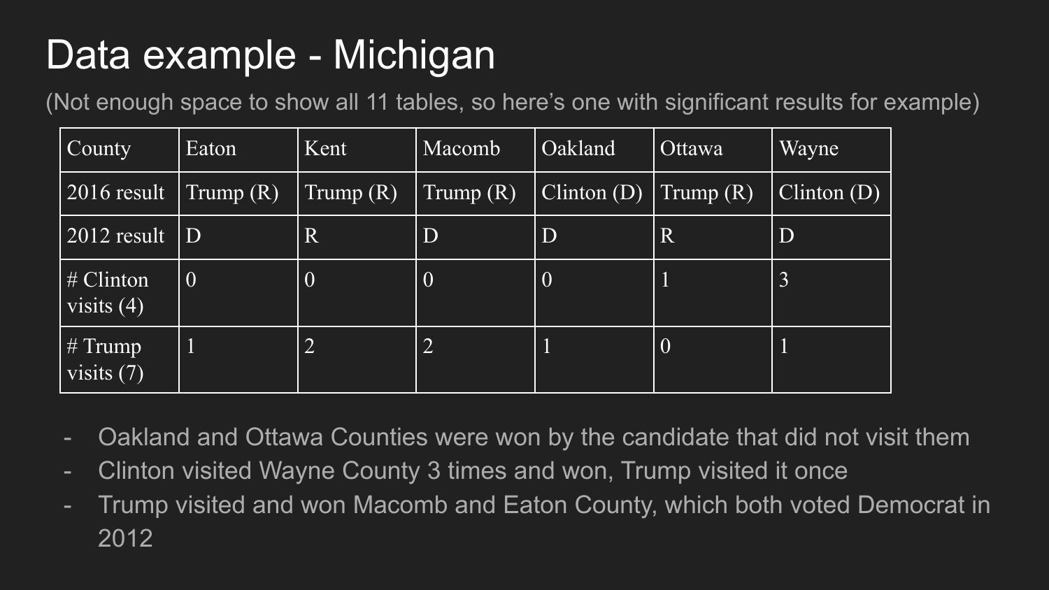# Data example - Michigan

(Not enough space to show all 11 tables, so here's one with significant results for example)

| County | Eaton | Kent | Macomb | Oakland | Ottawa | Wayne |
|---|---|---|---|---|---|---|
| 2016 result | Trump (R) | Trump (R) | Trump (R) | Clinton (D) | Trump (R) | Clinton (D) |
| 2012 result | D | R | D | D | R | D |
| # Clinton visits (4) | 0 | 0 | 0 | 0 | 1 | 3 |
| # Trump visits (7) | 1 | 2 | 2 | 1 | 0 | 1 |

- Oakland and Ottawa Counties were won by the candidate that did not visit them
- Clinton visited Wayne County 3 times and won, Trump visited it once
- Trump visited and won Macomb and Eaton County, which both voted Democrat in 2012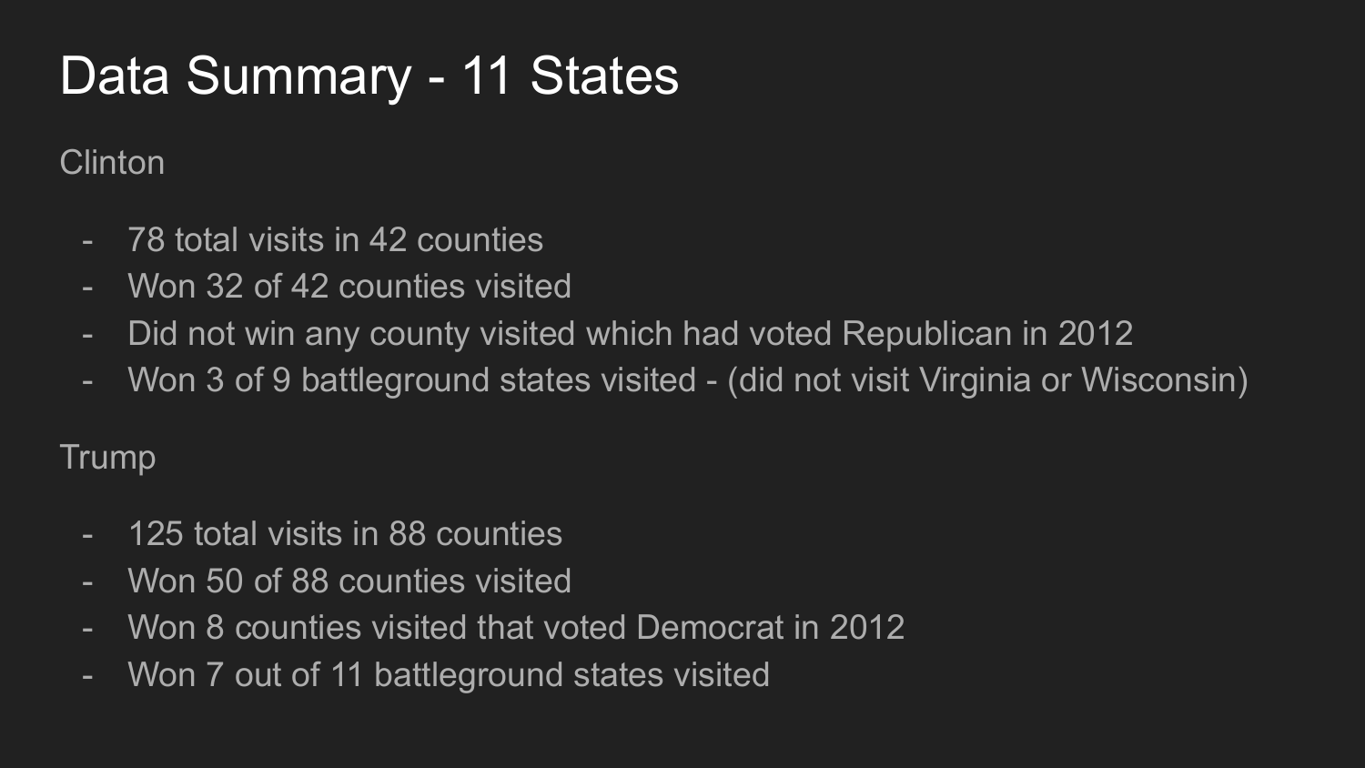# Data Summary - 11 States

Clinton

- 78 total visits in 42 counties
- Won 32 of 42 counties visited
- Did not win any county visited which had voted Republican in 2012
- Won 3 of 9 battleground states visited - (did not visit Virginia or Wisconsin)

Trump

- 125 total visits in 88 counties
- Won 50 of 88 counties visited
- Won 8 counties visited that voted Democrat in 2012
- Won 7 out of 11 battleground states visited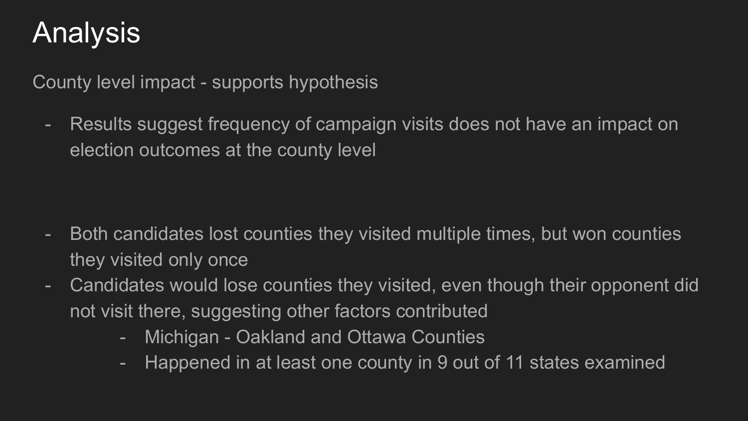# Analysis

County level impact - supports hypothesis

- Results suggest frequency of campaign visits does not have an impact on election outcomes at the county level

- Both candidates lost counties they visited multiple times, but won counties they visited only once
- Candidates would lose counties they visited, even though their opponent did not visit there, suggesting other factors contributed
  - Michigan - Oakland and Ottawa Counties
  - Happened in at least one county in 9 out of 11 states examined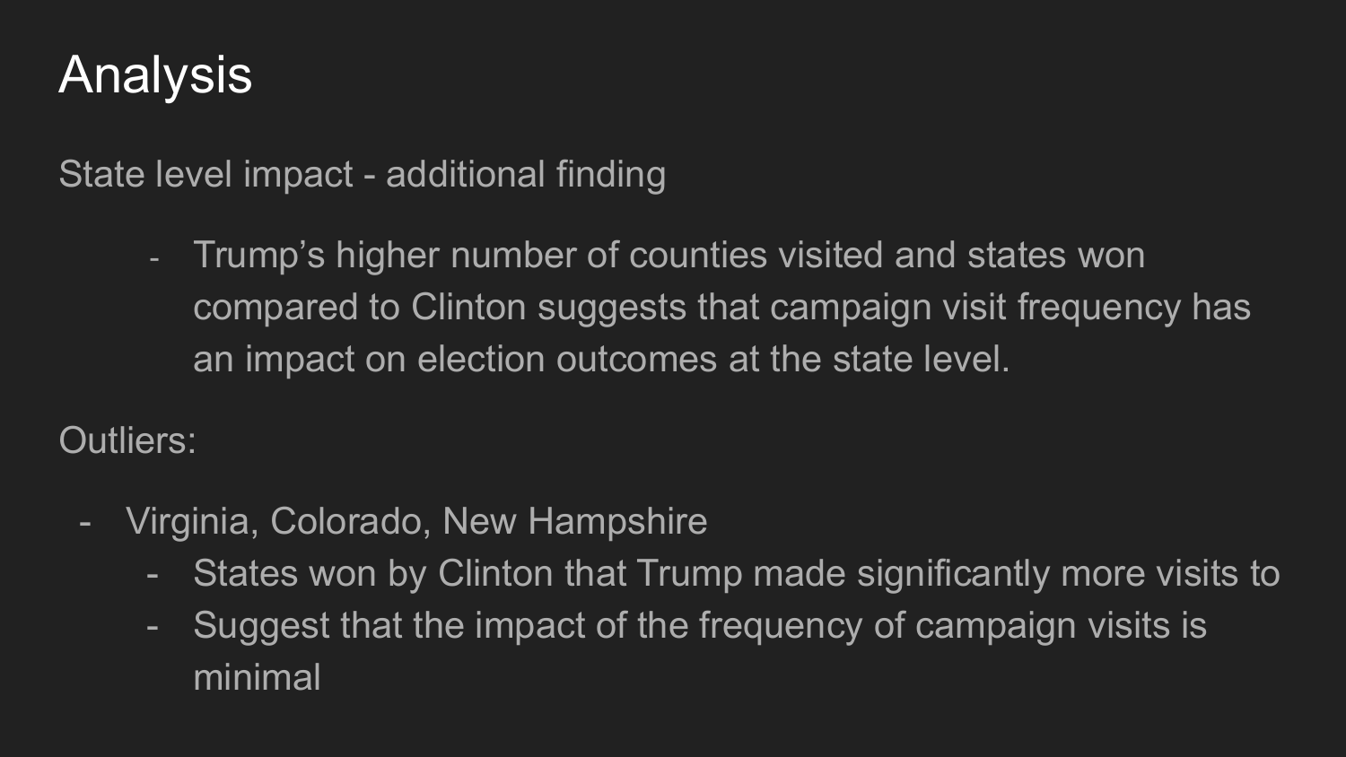# Analysis

State level impact - additional finding

- Trump's higher number of counties visited and states won compared to Clinton suggests that campaign visit frequency has an impact on election outcomes at the state level.

Outliers:

- Virginia, Colorado, New Hampshire
  - States won by Clinton that Trump made significantly more visits to
  - Suggest that the impact of the frequency of campaign visits is minimal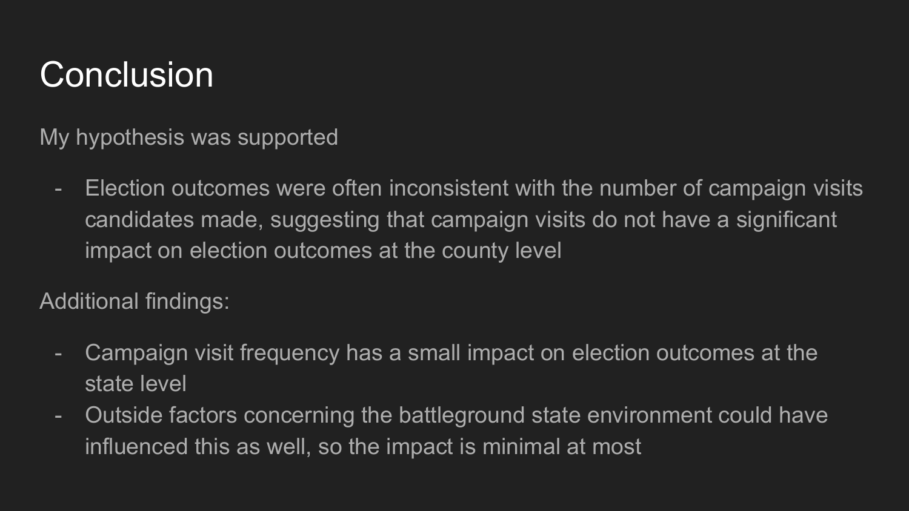# Conclusion

My hypothesis was supported

- Election outcomes were often inconsistent with the number of campaign visits candidates made, suggesting that campaign visits do not have a significant impact on election outcomes at the county level

Additional findings:

- Campaign visit frequency has a small impact on election outcomes at the state level
- Outside factors concerning the battleground state environment could have influenced this as well, so the impact is minimal at most